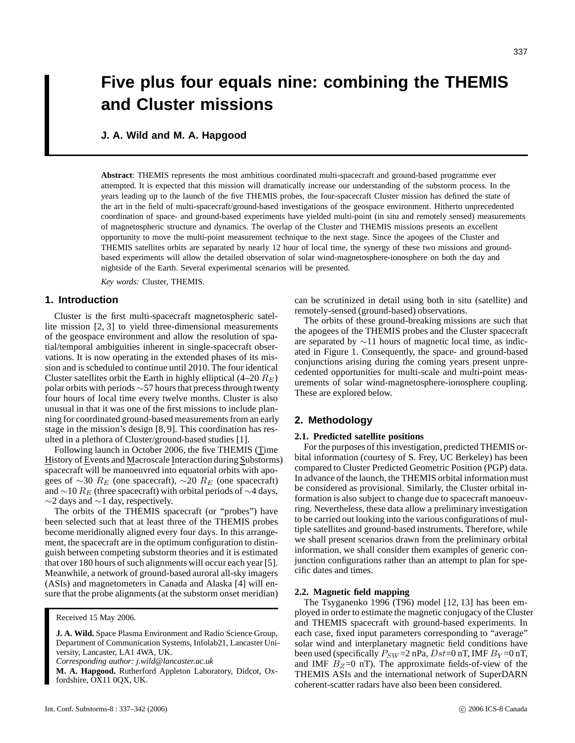# Five plus four equals nine: combining the THEMIS and Cluster missions

**J. A. Wild and M. A. Hapgood**

**Abstract**: THEMIS represents the most ambitious coordinated multi-spacecraft and ground-based programme ever attempted. It is expected that this mission will dramatically increase our understanding of the substorm process. In the years leading up to the launch of the five THEMIS probes, the four-spacecraft Cluster mission has defined the state of the art in the field of multi-spacecraft/ground-based investigations of the geospace environment. Hitherto unprecedented coordination of space- and ground-based experiments have yielded multi-point (in situ and remotely sensed) measurements of magnetospheric structure and dynamics. The overlap of the Cluster and THEMIS missions presents an excellent opportunity to move the multi-point measurement technique to the next stage. Since the apogees of the Cluster and THEMIS satellites orbits are separated by nearly 12 hour of local time, the synergy of these two missions and ground-based experiments will allow the detailed observation of solar wind-magnetosphere-ionosphere on both the day and nightside of the Earth. Several experimental scenarios will be presented.

*Key words:* Cluster, THEMIS.

## 1. Introduction

Cluster is the first multi-spacecraft magnetospheric satellite mission [2, 3] to yield three-dimensional measurements of the geospace environment and allow the resolution of spatial/temporal ambiguities inherent in single-spacecraft observations. It is now operating in the extended phases of its mission and is scheduled to continue until 2010. The four identical Cluster satellites orbit the Earth in highly elliptical (4–20 $R_E$) polar orbits with periods $\sim$57 hours that precess through twenty four hours of local time every twelve months. Cluster is also unusual in that it was one of the first missions to include planning for coordinated ground-based measurements from an early stage in the mission's design [8, 9]. This coordination has resulted in a plethora of Cluster/ground-based studies [1].

Following launch in October 2006, the five THEMIS (Time History of Events and Macroscale Interaction during Substorms) spacecraft will be manoeuvred into equatorial orbits with apogees of $\sim$30 $R_E$ (one spacecraft), $\sim$20 $R_E$ (one spacecraft) and $\sim$10 $R_E$ (three spacecraft) with orbital periods of $\sim$4 days, $\sim$2 days and $\sim$1 day, respectively.

The orbits of the THEMIS spacecraft (or "probes") have been selected such that at least three of the THEMIS probes become meridionally aligned every four days. In this arrangement, the spacecraft are in the optimum configuration to distinguish between competing substorm theories and it is estimated that over 180 hours of such alignments will occur each year [5]. Meanwhile, a network of ground-based auroral all-sky imagers (ASIs) and magnetometers in Canada and Alaska [4] will ensure that the probe alignments (at the substorm onset meridian) can be scrutinized in detail using both in situ (satellite) and remotely-sensed (ground-based) observations.

The orbits of these ground-breaking missions are such that the apogees of the THEMIS probes and the Cluster spacecraft are separated by $\sim$11 hours of magnetic local time, as indicated in Figure 1. Consequently, the space- and ground-based conjunctions arising during the coming years present unprecedented opportunities for multi-scale and multi-point measurements of solar wind-magnetosphere-ionosphere coupling. These are explored below.

## 2. Methodology

### 2.1. Predicted satellite positions

For the purposes of this investigation, predicted THEMIS orbital information (courtesy of S. Frey, UC Berkeley) has been compared to Cluster Predicted Geometric Position (PGP) data. In advance of the launch, the THEMIS orbital information must be considered as provisional. Similarly, the Cluster orbital information is also subject to change due to spacecraft manoeuvring. Nevertheless, these data allow a preliminary investigation to be carried out looking into the various configurations of multiple satellites and ground-based instruments. Therefore, while we shall present scenarios drawn from the preliminary orbital information, we shall consider them examples of generic conjunction configurations rather than an attempt to plan for specific dates and times.

### 2.2. Magnetic field mapping

The Tsyganenko 1996 (T96) model [12, 13] has been employed in order to estimate the magnetic conjugacy of the Cluster and THEMIS spacecraft with ground-based experiments. In each case, fixed input parameters corresponding to "average" solar wind and interplanetary magnetic field conditions have been used (specifically $P_{SW}$=2 nPa, $Dst$=0 nT, IMF $B_Y$=0 nT, and IMF $B_Z$=0 nT). The approximate fields-of-view of the THEMIS ASIs and the international network of SuperDARN coherent-scatter radars have also been been considered.

Received 15 May 2006.

**J. A. Wild.** Space Plasma Environment and Radio Science Group, Department of Communication Systems, Infolab21, Lancaster University, Lancaster, LA1 4WA, UK.
*Corresponding author: j.wild@lancaster.ac.uk*

**M. A. Hapgood.** Rutherford Appleton Laboratory, Didcot, Oxfordshire, OX11 0QX, UK.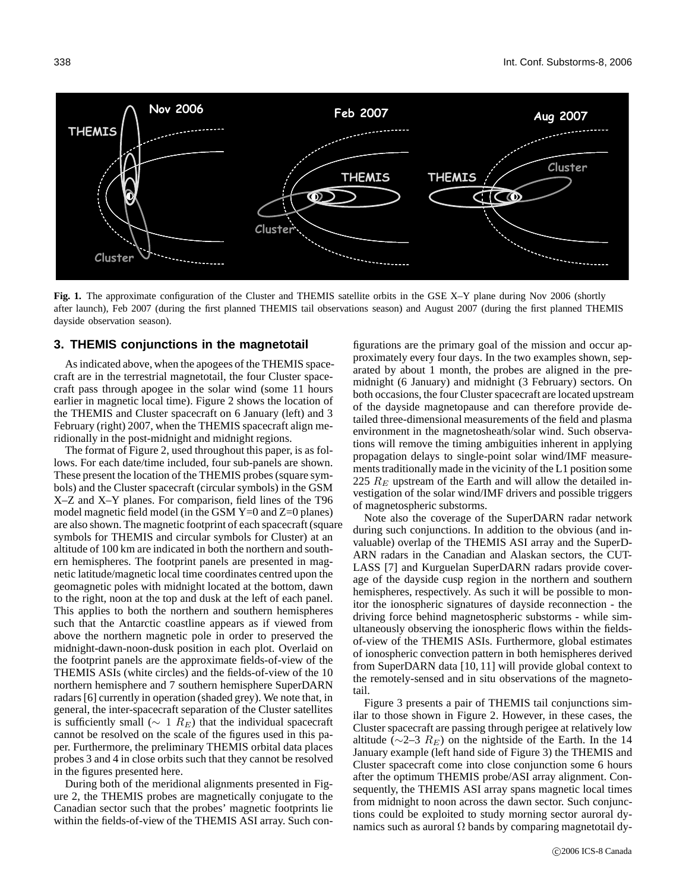**Fig. 1.** The approximate configuration of the Cluster and THEMIS satellite orbits in the GSE X–Y plane during Nov 2006 (shortly after launch), Feb 2007 (during the first planned THEMIS tail observations season) and August 2007 (during the first planned THEMIS dayside observation season).

## 3. THEMIS conjunctions in the magnetotail

As indicated above, when the apogees of the THEMIS spacecraft are in the terrestrial magnetotail, the four Cluster spacecraft pass through apogee in the solar wind (some 11 hours earlier in magnetic local time). Figure 2 shows the location of the THEMIS and Cluster spacecraft on 6 January (left) and 3 February (right) 2007, when the THEMIS spacecraft align meridionally in the post-midnight and midnight regions.

The format of Figure 2, used throughout this paper, is as follows. For each date/time included, four sub-panels are shown. These present the location of the THEMIS probes (square symbols) and the Cluster spacecraft (circular symbols) in the GSM X–Z and X–Y planes. For comparison, field lines of the T96 model magnetic field model (in the GSM Y=0 and Z=0 planes) are also shown. The magnetic footprint of each spacecraft (square symbols for THEMIS and circular symbols for Cluster) at an altitude of 100 km are indicated in both the northern and southern hemispheres. The footprint panels are presented in magnetic latitude/magnetic local time coordinates centred upon the geomagnetic poles with midnight located at the bottom, dawn to the right, noon at the top and dusk at the left of each panel. This applies to both the northern and southern hemispheres such that the Antarctic coastline appears as if viewed from above the northern magnetic pole in order to preserved the midnight-dawn-noon-dusk position in each plot. Overlaid on the footprint panels are the approximate fields-of-view of the THEMIS ASIs (white circles) and the fields-of-view of the 10 northern hemisphere and 7 southern hemisphere SuperDARN radars [6] currently in operation (shaded grey). We note that, in general, the inter-spacecraft separation of the Cluster satellites is sufficiently small ($\sim 1\ R_E$) that the individual spacecraft cannot be resolved on the scale of the figures used in this paper. Furthermore, the preliminary THEMIS orbital data places probes 3 and 4 in close orbits such that they cannot be resolved in the figures presented here.

During both of the meridional alignments presented in Figure 2, the THEMIS probes are magnetically conjugate to the Canadian sector such that the probes' magnetic footprints lie within the fields-of-view of the THEMIS ASI array. Such configurations are the primary goal of the mission and occur approximately every four days. In the two examples shown, separated by about 1 month, the probes are aligned in the pre-midnight (6 January) and midnight (3 February) sectors. On both occasions, the four Cluster spacecraft are located upstream of the dayside magnetopause and can therefore provide detailed three-dimensional measurements of the field and plasma environment in the magnetosheath/solar wind. Such observations will remove the timing ambiguities inherent in applying propagation delays to single-point solar wind/IMF measurements traditionally made in the vicinity of the L1 position some 225 $R_E$ upstream of the Earth and will allow the detailed investigation of the solar wind/IMF drivers and possible triggers of magnetospheric substorms.

Note also the coverage of the SuperDARN radar network during such conjunctions. In addition to the obvious (and invaluable) overlap of the THEMIS ASI array and the SuperDARN radars in the Canadian and Alaskan sectors, the CUTLASS [7] and Kurguelan SuperDARN radars provide coverage of the dayside cusp region in the northern and southern hemispheres, respectively. As such it will be possible to monitor the ionospheric signatures of dayside reconnection - the driving force behind magnetospheric substorms - while simultaneously observing the ionospheric flows within the fields-of-view of the THEMIS ASIs. Furthermore, global estimates of ionospheric convection pattern in both hemispheres derived from SuperDARN data [10, 11] will provide global context to the remotely-sensed and in situ observations of the magnetotail.

Figure 3 presents a pair of THEMIS tail conjunctions similar to those shown in Figure 2. However, in these cases, the Cluster spacecraft are passing through perigee at relatively low altitude ($\sim$2–3 $R_E$) on the nightside of the Earth. In the 14 January example (left hand side of Figure 3) the THEMIS and Cluster spacecraft come into close conjunction some 6 hours after the optimum THEMIS probe/ASI array alignment. Consequently, the THEMIS ASI array spans magnetic local times from midnight to noon across the dawn sector. Such conjunctions could be exploited to study morning sector auroral dynamics such as auroral $\Omega$ bands by comparing magnetotail dy-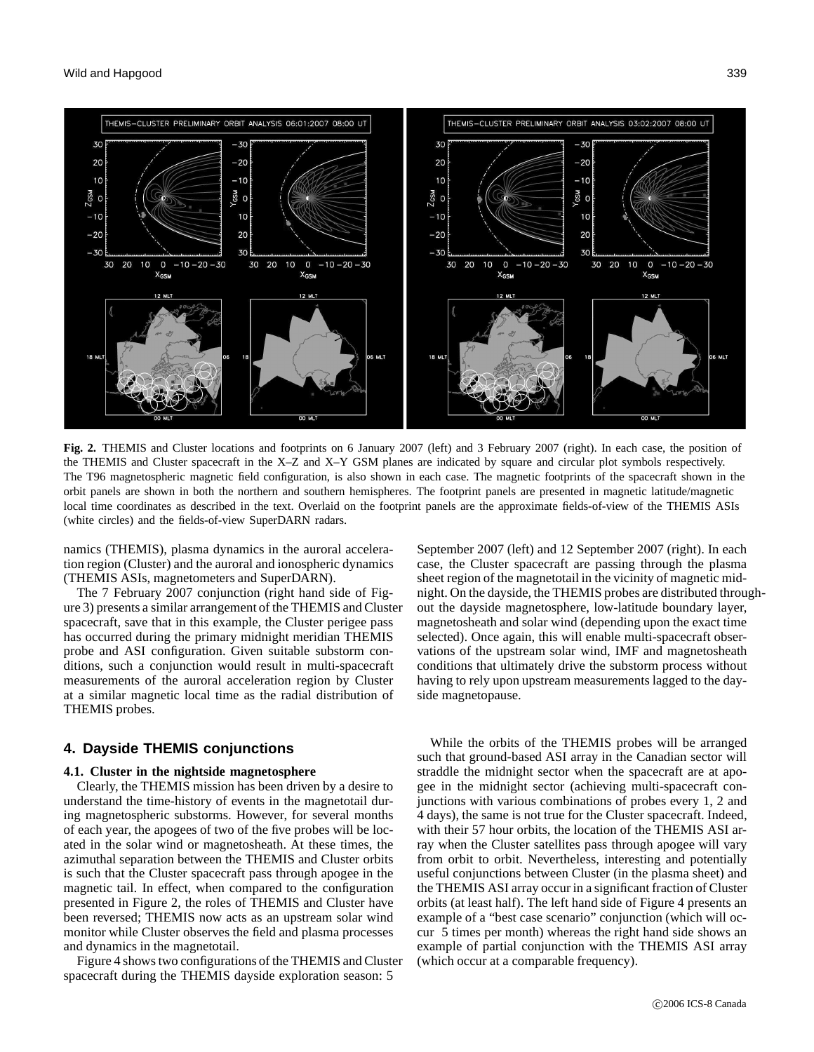**Fig. 2.** THEMIS and Cluster locations and footprints on 6 January 2007 (left) and 3 February 2007 (right). In each case, the position of the THEMIS and Cluster spacecraft in the X–Z and X–Y GSM planes are indicated by square and circular plot symbols respectively. The T96 magnetospheric magnetic field configuration, is also shown in each case. The magnetic footprints of the spacecraft shown in the orbit panels are shown in both the northern and southern hemispheres. The footprint panels are presented in magnetic latitude/magnetic local time coordinates as described in the text. Overlaid on the footprint panels are the approximate fields-of-view of the THEMIS ASIs (white circles) and the fields-of-view SuperDARN radars.

namics (THEMIS), plasma dynamics in the auroral acceleration region (Cluster) and the auroral and ionospheric dynamics (THEMIS ASIs, magnetometers and SuperDARN).

The 7 February 2007 conjunction (right hand side of Figure 3) presents a similar arrangement of the THEMIS and Cluster spacecraft, save that in this example, the Cluster perigee pass has occurred during the primary midnight meridian THEMIS probe and ASI configuration. Given suitable substorm conditions, such a conjunction would result in multi-spacecraft measurements of the auroral acceleration region by Cluster at a similar magnetic local time as the radial distribution of THEMIS probes.

## 4. Dayside THEMIS conjunctions

### 4.1. Cluster in the nightside magnetosphere

Clearly, the THEMIS mission has been driven by a desire to understand the time-history of events in the magnetotail during magnetospheric substorms. However, for several months of each year, the apogees of two of the five probes will be located in the solar wind or magnetosheath. At these times, the azimuthal separation between the THEMIS and Cluster orbits is such that the Cluster spacecraft pass through apogee in the magnetic tail. In effect, when compared to the configuration presented in Figure 2, the roles of THEMIS and Cluster have been reversed; THEMIS now acts as an upstream solar wind monitor while Cluster observes the field and plasma processes and dynamics in the magnetotail.

Figure 4 shows two configurations of the THEMIS and Cluster spacecraft during the THEMIS dayside exploration season: 5 September 2007 (left) and 12 September 2007 (right). In each case, the Cluster spacecraft are passing through the plasma sheet region of the magnetotail in the vicinity of magnetic midnight. On the dayside, the THEMIS probes are distributed throughout the dayside magnetosphere, low-latitude boundary layer, magnetosheath and solar wind (depending upon the exact time selected). Once again, this will enable multi-spacecraft observations of the upstream solar wind, IMF and magnetosheath conditions that ultimately drive the substorm process without having to rely upon upstream measurements lagged to the dayside magnetopause.

While the orbits of the THEMIS probes will be arranged such that ground-based ASI array in the Canadian sector will straddle the midnight sector when the spacecraft are at apogee in the midnight sector (achieving multi-spacecraft conjunctions with various combinations of probes every 1, 2 and 4 days), the same is not true for the Cluster spacecraft. Indeed, with their 57 hour orbits, the location of the THEMIS ASI array when the Cluster satellites pass through apogee will vary from orbit to orbit. Nevertheless, interesting and potentially useful conjunctions between Cluster (in the plasma sheet) and the THEMIS ASI array occur in a significant fraction of Cluster orbits (at least half). The left hand side of Figure 4 presents an example of a "best case scenario" conjunction (which will occur 5 times per month) whereas the right hand side shows an example of partial conjunction with the THEMIS ASI array (which occur at a comparable frequency).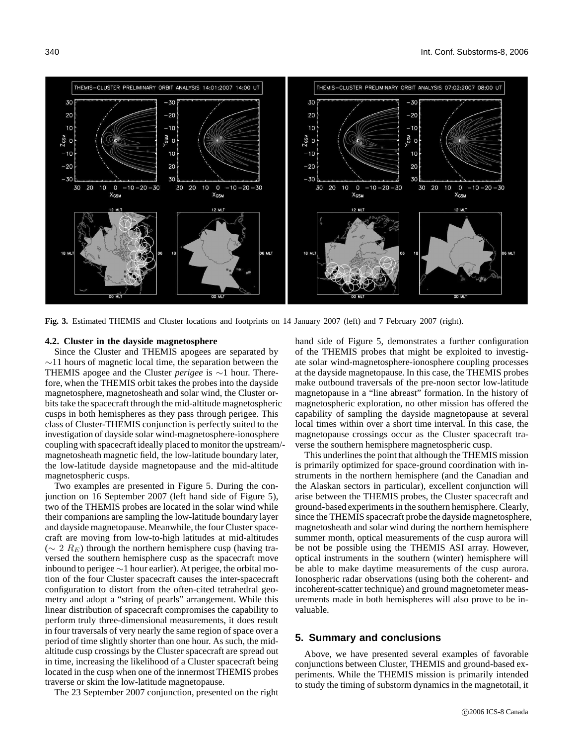**Fig. 3.** Estimated THEMIS and Cluster locations and footprints on 14 January 2007 (left) and 7 February 2007 (right).

### 4.2. Cluster in the dayside magnetosphere

Since the Cluster and THEMIS apogees are separated by ∼11 hours of magnetic local time, the separation between the THEMIS apogee and the Cluster *perigee* is ∼1 hour. Therefore, when the THEMIS orbit takes the probes into the dayside magnetosphere, magnetosheath and solar wind, the Cluster orbits take the spacecraft through the mid-altitude magnetospheric cusps in both hemispheres as they pass through perigee. This class of Cluster-THEMIS conjunction is perfectly suited to the investigation of dayside solar wind-magnetosphere-ionosphere coupling with spacecraft ideally placed to monitor the upstream/-magnetosheath magnetic field, the low-latitude boundary later, the low-latitude dayside magnetopause and the mid-altitude magnetospheric cusps.

Two examples are presented in Figure 5. During the conjunction on 16 September 2007 (left hand side of Figure 5), two of the THEMIS probes are located in the solar wind while their companions are sampling the low-latitude boundary layer and dayside magnetopause. Meanwhile, the four Cluster spacecraft are moving from low-to-high latitudes at mid-altitudes ($\sim 2\ R_E$) through the northern hemisphere cusp (having traversed the southern hemisphere cusp as the spacecraft move inbound to perigee ∼1 hour earlier). At perigee, the orbital motion of the four Cluster spacecraft causes the inter-spacecraft configuration to distort from the often-cited tetrahedral geometry and adopt a "string of pearls" arrangement. While this linear distribution of spacecraft compromises the capability to perform truly three-dimensional measurements, it does result in four traversals of very nearly the same region of space over a period of time slightly shorter than one hour. As such, the mid-altitude cusp crossings by the Cluster spacecraft are spread out in time, increasing the likelihood of a Cluster spacecraft being located in the cusp when one of the innermost THEMIS probes traverse or skim the low-latitude magnetopause.

The 23 September 2007 conjunction, presented on the right hand side of Figure 5, demonstrates a further configuration of the THEMIS probes that might be exploited to investigate solar wind-magnetosphere-ionosphere coupling processes at the dayside magnetopause. In this case, the THEMIS probes make outbound traversals of the pre-noon sector low-latitude magnetopause in a "line abreast" formation. In the history of magnetospheric exploration, no other mission has offered the capability of sampling the dayside magnetopause at several local times within over a short time interval. In this case, the magnetopause crossings occur as the Cluster spacecraft traverse the southern hemisphere magnetospheric cusp.

This underlines the point that although the THEMIS mission is primarily optimized for space-ground coordination with instruments in the northern hemisphere (and the Canadian and the Alaskan sectors in particular), excellent conjunction will arise between the THEMIS probes, the Cluster spacecraft and ground-based experiments in the southern hemisphere. Clearly, since the THEMIS spacecraft probe the dayside magnetosphere, magnetosheath and solar wind during the northern hemisphere summer month, optical measurements of the cusp aurora will be not be possible using the THEMIS ASI array. However, optical instruments in the southern (winter) hemisphere will be able to make daytime measurements of the cusp aurora. Ionospheric radar observations (using both the coherent- and incoherent-scatter technique) and ground magnetometer measurements made in both hemispheres will also prove to be invaluable.

## 5. Summary and conclusions

Above, we have presented several examples of favorable conjunctions between Cluster, THEMIS and ground-based experiments. While the THEMIS mission is primarily intended to study the timing of substorm dynamics in the magnetotail, it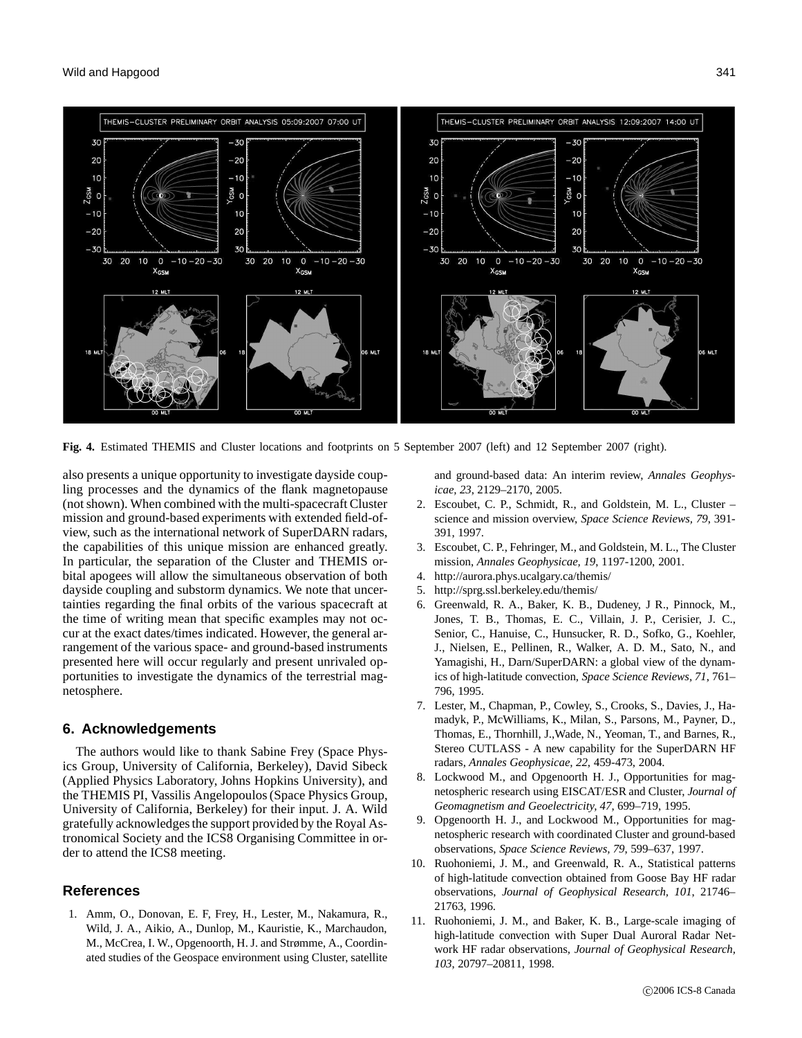**Fig. 4.** Estimated THEMIS and Cluster locations and footprints on 5 September 2007 (left) and 12 September 2007 (right).

also presents a unique opportunity to investigate dayside coupling processes and the dynamics of the flank magnetopause (not shown). When combined with the multi-spacecraft Cluster mission and ground-based experiments with extended field-of-view, such as the international network of SuperDARN radars, the capabilities of this unique mission are enhanced greatly. In particular, the separation of the Cluster and THEMIS orbital apogees will allow the simultaneous observation of both dayside coupling and substorm dynamics. We note that uncertainties regarding the final orbits of the various spacecraft at the time of writing mean that specific examples may not occur at the exact dates/times indicated. However, the general arrangement of the various space- and ground-based instruments presented here will occur regularly and present unrivaled opportunities to investigate the dynamics of the terrestrial magnetosphere.

## 6. Acknowledgements

The authors would like to thank Sabine Frey (Space Physics Group, University of California, Berkeley), David Sibeck (Applied Physics Laboratory, Johns Hopkins University), and the THEMIS PI, Vassilis Angelopoulos (Space Physics Group, University of California, Berkeley) for their input. J. A. Wild gratefully acknowledges the support provided by the Royal Astronomical Society and the ICS8 Organising Committee in order to attend the ICS8 meeting.

## References

1. Amm, O., Donovan, E. F, Frey, H., Lester, M., Nakamura, R., Wild, J. A., Aikio, A., Dunlop, M., Kauristie, K., Marchaudon, M., McCrea, I. W., Opgenoorth, H. J. and Strømme, A., Coordinated studies of the Geospace environment using Cluster, satellite and ground-based data: An interim review, *Annales Geophysicae, 23*, 2129–2170, 2005.
2. Escoubet, C. P., Schmidt, R., and Goldstein, M. L., Cluster – science and mission overview, *Space Science Reviews, 79*, 391-391, 1997.
3. Escoubet, C. P., Fehringer, M., and Goldstein, M. L., The Cluster mission, *Annales Geophysicae, 19*, 1197-1200, 2001.
4. http://aurora.phys.ucalgary.ca/themis/
5. http://sprg.ssl.berkeley.edu/themis/
6. Greenwald, R. A., Baker, K. B., Dudeney, J R., Pinnock, M., Jones, T. B., Thomas, E. C., Villain, J. P., Cerisier, J. C., Senior, C., Hanuise, C., Hunsucker, R. D., Sofko, G., Koehler, J., Nielsen, E., Pellinen, R., Walker, A. D. M., Sato, N., and Yamagishi, H., Darn/SuperDARN: a global view of the dynamics of high-latitude convection, *Space Science Reviews, 71*, 761–796, 1995.
7. Lester, M., Chapman, P., Cowley, S., Crooks, S., Davies, J., Hamadyk, P., McWilliams, K., Milan, S., Parsons, M., Payner, D., Thomas, E., Thornhill, J.,Wade, N., Yeoman, T., and Barnes, R., Stereo CUTLASS - A new capability for the SuperDARN HF radars, *Annales Geophysicae, 22*, 459-473, 2004.
8. Lockwood M., and Opgenoorth H. J., Opportunities for magnetospheric research using EISCAT/ESR and Cluster, *Journal of Geomagnetism and Geoelectricity, 47*, 699–719, 1995.
9. Opgenoorth H. J., and Lockwood M., Opportunities for magnetospheric research with coordinated Cluster and ground-based observations, *Space Science Reviews, 79*, 599–637, 1997.
10. Ruohoniemi, J. M., and Greenwald, R. A., Statistical patterns of high-latitude convection obtained from Goose Bay HF radar observations, *Journal of Geophysical Research, 101*, 21746–21763, 1996.
11. Ruohoniemi, J. M., and Baker, K. B., Large-scale imaging of high-latitude convection with Super Dual Auroral Radar Network HF radar observations, *Journal of Geophysical Research, 103*, 20797–20811, 1998.

©2006 ICS-8 Canada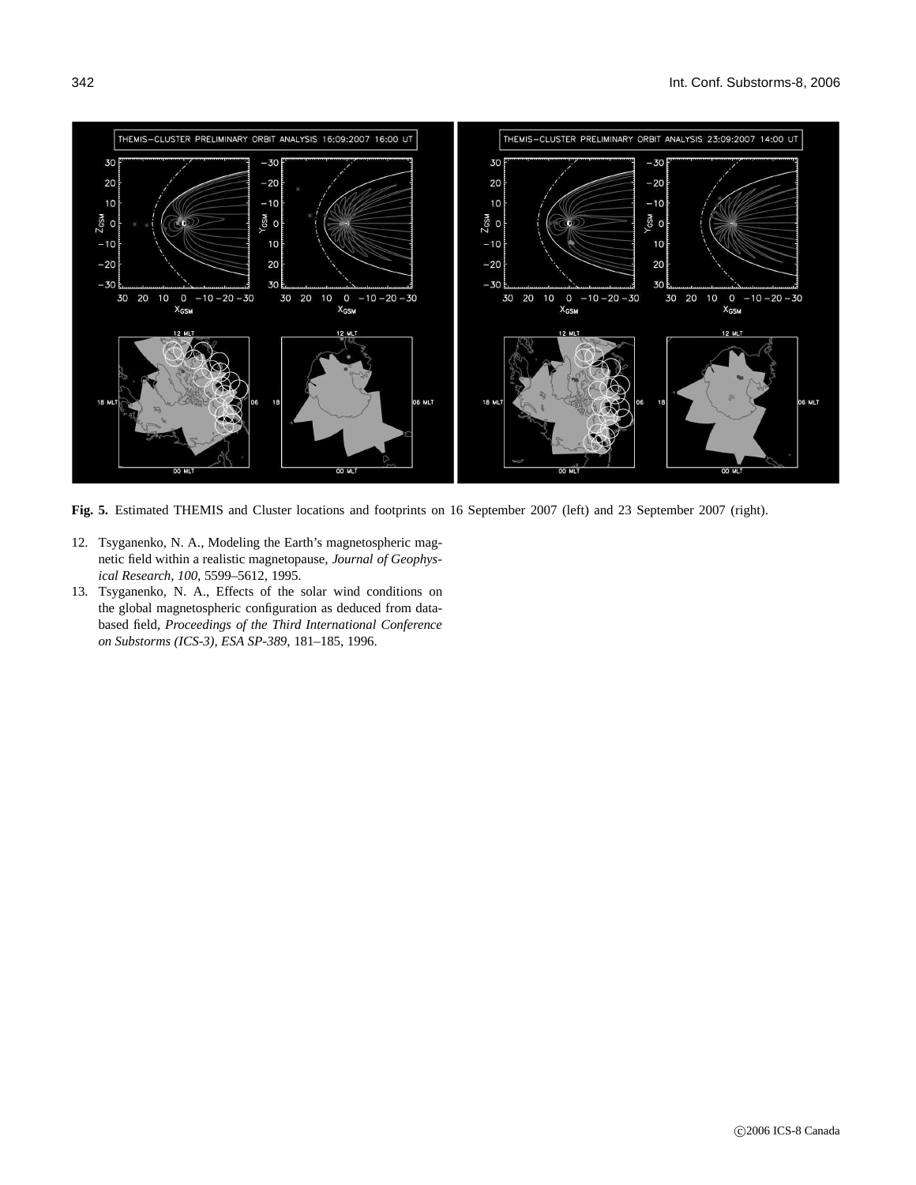THEMIS–CLUSTER PRELIMINARY ORBIT ANALYSIS 16:09:2007 16:00 UT

THEMIS–CLUSTER PRELIMINARY ORBIT ANALYSIS 23:09:2007 14:00 UT

**Fig. 5.** Estimated THEMIS and Cluster locations and footprints on 16 September 2007 (left) and 23 September 2007 (right).

12. Tsyganenko, N. A., Modeling the Earth's magnetospheric magnetic field within a realistic magnetopause, *Journal of Geophysical Research, 100*, 5599–5612, 1995.
13. Tsyganenko, N. A., Effects of the solar wind conditions on the global magnetospheric configuration as deduced from data-based field, *Proceedings of the Third International Conference on Substorms (ICS-3), ESA SP-389*, 181–185, 1996.